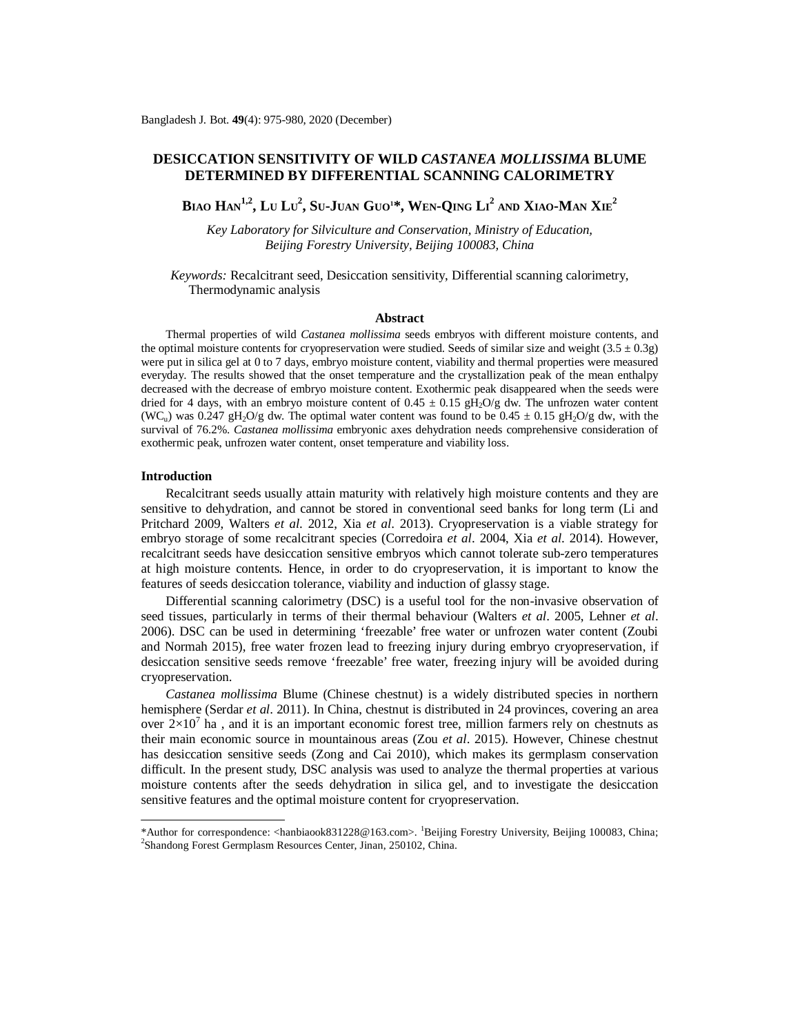# DESICCATION SENSITIVITY OF WILD *CASTANEA MOLLISSIMA* BLUME DETERMINED BY DIFFERENTIAL SCANNING CALORIMETRY

**Biao Han[1,2], Lu Lu[2], Su-Juan Guo[1]*, Wen-Qing Li[2] and Xiao-Man Xie[2]**

*Key Laboratory for Silviculture and Conservation, Ministry of Education, Beijing Forestry University, Beijing 100083, China*

*Keywords:* Recalcitrant seed, Desiccation sensitivity, Differential scanning calorimetry, Thermodynamic analysis

## Abstract

Thermal properties of wild *Castanea mollissima* seeds embryos with different moisture contents, and the optimal moisture contents for cryopreservation were studied. Seeds of similar size and weight (3.5 ± 0.3g) were put in silica gel at 0 to 7 days, embryo moisture content, viability and thermal properties were measured everyday. The results showed that the onset temperature and the crystallization peak of the mean enthalpy decreased with the decrease of embryo moisture content. Exothermic peak disappeared when the seeds were dried for 4 days, with an embryo moisture content of 0.45 ± 0.15 $gH_2O/g$ dw. The unfrozen water content ($WC_u$) was 0.247 $gH_2O/g$ dw. The optimal water content was found to be 0.45 ± 0.15 $gH_2O/g$ dw, with the survival of 76.2%. *Castanea mollissima* embryonic axes dehydration needs comprehensive consideration of exothermic peak, unfrozen water content, onset temperature and viability loss.

## Introduction

Recalcitrant seeds usually attain maturity with relatively high moisture contents and they are sensitive to dehydration, and cannot be stored in conventional seed banks for long term (Li and Pritchard 2009, Walters *et al*. 2012, Xia *et al*. 2013). Cryopreservation is a viable strategy for embryo storage of some recalcitrant species (Corredoira *et al*. 2004, Xia *et al*. 2014). However, recalcitrant seeds have desiccation sensitive embryos which cannot tolerate sub-zero temperatures at high moisture contents. Hence, in order to do cryopreservation, it is important to know the features of seeds desiccation tolerance, viability and induction of glassy stage.

Differential scanning calorimetry (DSC) is a useful tool for the non-invasive observation of seed tissues, particularly in terms of their thermal behaviour (Walters *et al*. 2005, Lehner *et al*. 2006). DSC can be used in determining 'freezable' free water or unfrozen water content (Zoubi and Normah 2015), free water frozen lead to freezing injury during embryo cryopreservation, if desiccation sensitive seeds remove 'freezable' free water, freezing injury will be avoided during cryopreservation.

*Castanea mollissima* Blume (Chinese chestnut) is a widely distributed species in northern hemisphere (Serdar *et al*. 2011). In China, chestnut is distributed in 24 provinces, covering an area over $2\times10^7$ ha , and it is an important economic forest tree, million farmers rely on chestnuts as their main economic source in mountainous areas (Zou *et al*. 2015). However, Chinese chestnut has desiccation sensitive seeds (Zong and Cai 2010), which makes its germplasm conservation difficult. In the present study, DSC analysis was used to analyze the thermal properties at various moisture contents after the seeds dehydration in silica gel, and to investigate the desiccation sensitive features and the optimal moisture content for cryopreservation.

---

*Author for correspondence: <hanbiaook831228@163.com>. [1]Beijing Forestry University, Beijing 100083, China; [2]Shandong Forest Germplasm Resources Center, Jinan, 250102, China.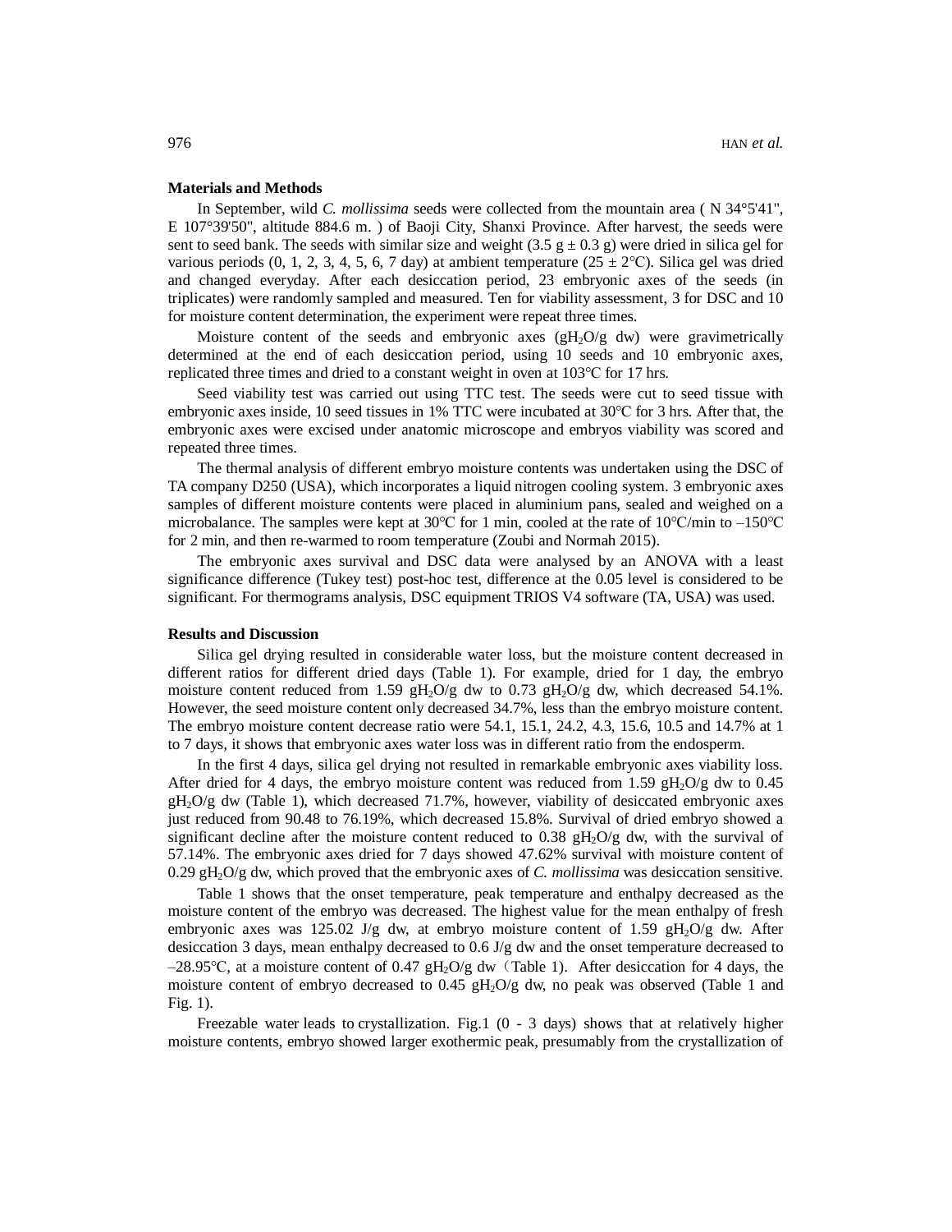**Materials and Methods**

In September, wild *C. mollissima* seeds were collected from the mountain area ( N 34°5'41", E 107°39'50", altitude 884.6 m. ) of Baoji City, Shanxi Province. After harvest, the seeds were sent to seed bank. The seeds with similar size and weight (3.5 g ± 0.3 g) were dried in silica gel for various periods (0, 1, 2, 3, 4, 5, 6, 7 day) at ambient temperature (25 ± 2°C). Silica gel was dried and changed everyday. After each desiccation period, 23 embryonic axes of the seeds (in triplicates) were randomly sampled and measured. Ten for viability assessment, 3 for DSC and 10 for moisture content determination, the experiment were repeat three times.

Moisture content of the seeds and embryonic axes ($gH_2O/g$ dw) were gravimetrically determined at the end of each desiccation period, using 10 seeds and 10 embryonic axes, replicated three times and dried to a constant weight in oven at 103°C for 17 hrs.

Seed viability test was carried out using TTC test. The seeds were cut to seed tissue with embryonic axes inside, 10 seed tissues in 1% TTC were incubated at 30°C for 3 hrs. After that, the embryonic axes were excised under anatomic microscope and embryos viability was scored and repeated three times.

The thermal analysis of different embryo moisture contents was undertaken using the DSC of TA company D250 (USA), which incorporates a liquid nitrogen cooling system. 3 embryonic axes samples of different moisture contents were placed in aluminium pans, sealed and weighed on a microbalance. The samples were kept at 30°C for 1 min, cooled at the rate of 10°C/min to –150°C for 2 min, and then re-warmed to room temperature (Zoubi and Normah 2015).

The embryonic axes survival and DSC data were analysed by an ANOVA with a least significance difference (Tukey test) post-hoc test, difference at the 0.05 level is considered to be significant. For thermograms analysis, DSC equipment TRIOS V4 software (TA, USA) was used.

**Results and Discussion**

Silica gel drying resulted in considerable water loss, but the moisture content decreased in different ratios for different dried days (Table 1). For example, dried for 1 day, the embryo moisture content reduced from 1.59 $gH_2O/g$ dw to 0.73 $gH_2O/g$ dw, which decreased 54.1%. However, the seed moisture content only decreased 34.7%, less than the embryo moisture content. The embryo moisture content decrease ratio were 54.1, 15.1, 24.2, 4.3, 15.6, 10.5 and 14.7% at 1 to 7 days, it shows that embryonic axes water loss was in different ratio from the endosperm.

In the first 4 days, silica gel drying not resulted in remarkable embryonic axes viability loss. After dried for 4 days, the embryo moisture content was reduced from 1.59 $gH_2O/g$ dw to 0.45 $gH_2O/g$ dw (Table 1), which decreased 71.7%, however, viability of desiccated embryonic axes just reduced from 90.48 to 76.19%, which decreased 15.8%. Survival of dried embryo showed a significant decline after the moisture content reduced to 0.38 $gH_2O/g$ dw, with the survival of 57.14%. The embryonic axes dried for 7 days showed 47.62% survival with moisture content of 0.29 $gH_2O/g$ dw, which proved that the embryonic axes of *C. mollissima* was desiccation sensitive.

Table 1 shows that the onset temperature, peak temperature and enthalpy decreased as the moisture content of the embryo was decreased. The highest value for the mean enthalpy of fresh embryonic axes was 125.02 J/g dw, at embryo moisture content of 1.59 $gH_2O/g$ dw. After desiccation 3 days, mean enthalpy decreased to 0.6 J/g dw and the onset temperature decreased to –28.95°C, at a moisture content of 0.47 $gH_2O/g$ dw（Table 1). After desiccation for 4 days, the moisture content of embryo decreased to 0.45 $gH_2O/g$ dw, no peak was observed (Table 1 and Fig. 1).

Freezable water leads to crystallization. Fig.1 (0 - 3 days) shows that at relatively higher moisture contents, embryo showed larger exothermic peak, presumably from the crystallization of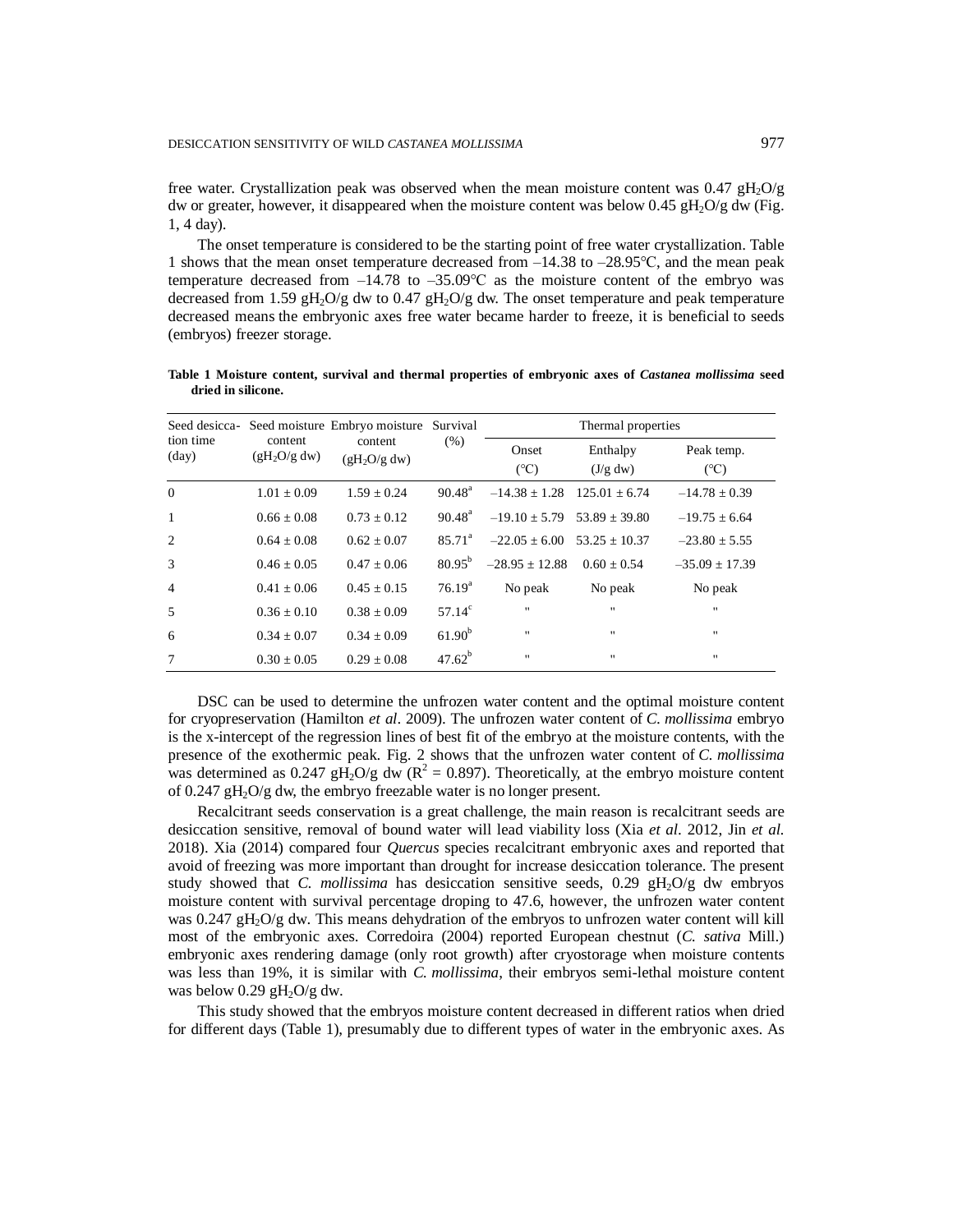free water. Crystallization peak was observed when the mean moisture content was 0.47 $gH_2O/g$ dw or greater, however, it disappeared when the moisture content was below 0.45 $gH_2O/g$ dw (Fig. 1, 4 day).

The onset temperature is considered to be the starting point of free water crystallization. Table 1 shows that the mean onset temperature decreased from –14.38 to –28.95°C, and the mean peak temperature decreased from –14.78 to –35.09°C as the moisture content of the embryo was decreased from 1.59 $gH_2O/g$ dw to 0.47 $gH_2O/g$ dw. The onset temperature and peak temperature decreased means the embryonic axes free water became harder to freeze, it is beneficial to seeds (embryos) freezer storage.

**Table 1 Moisture content, survival and thermal properties of embryonic axes of *Castanea mollissima* seed dried in silicone.**

| Seed desiccation time (day) | Seed moisture content ($gH_2O/g$ dw) | Embryo moisture content ($gH_2O/g$ dw) | Survival (%) | Thermal properties | | |
|---|---|---|---|---|---|---|
| | | | | Onset (°C) | Enthalpy (J/g dw) | Peak temp. (°C) |
| 0 | 1.01 ± 0.09 | 1.59 ± 0.24 | 90.48[a] | –14.38 ± 1.28 | 125.01 ± 6.74 | –14.78 ± 0.39 |
| 1 | 0.66 ± 0.08 | 0.73 ± 0.12 | 90.48[a] | –19.10 ± 5.79 | 53.89 ± 39.80 | –19.75 ± 6.64 |
| 2 | 0.64 ± 0.08 | 0.62 ± 0.07 | 85.71[a] | –22.05 ± 6.00 | 53.25 ± 10.37 | –23.80 ± 5.55 |
| 3 | 0.46 ± 0.05 | 0.47 ± 0.06 | 80.95[b] | –28.95 ± 12.88 | 0.60 ± 0.54 | –35.09 ± 17.39 |
| 4 | 0.41 ± 0.06 | 0.45 ± 0.15 | 76.19[a] | No peak | No peak | No peak |
| 5 | 0.36 ± 0.10 | 0.38 ± 0.09 | 57.14[c] | " | " | " |
| 6 | 0.34 ± 0.07 | 0.34 ± 0.09 | 61.90[b] | " | " | " |
| 7 | 0.30 ± 0.05 | 0.29 ± 0.08 | 47.62[b] | " | " | " |

DSC can be used to determine the unfrozen water content and the optimal moisture content for cryopreservation (Hamilton *et al*. 2009). The unfrozen water content of *C. mollissima* embryo is the x-intercept of the regression lines of best fit of the embryo at the moisture contents, with the presence of the exothermic peak. Fig. 2 shows that the unfrozen water content of *C. mollissima* was determined as 0.247 $gH_2O/g$ dw ($R^2$ = 0.897). Theoretically, at the embryo moisture content of 0.247 $gH_2O/g$ dw, the embryo freezable water is no longer present.

Recalcitrant seeds conservation is a great challenge, the main reason is recalcitrant seeds are desiccation sensitive, removal of bound water will lead viability loss (Xia *et al*. 2012, Jin *et al.* 2018). Xia (2014) compared four *Quercus* species recalcitrant embryonic axes and reported that avoid of freezing was more important than drought for increase desiccation tolerance. The present study showed that *C. mollissima* has desiccation sensitive seeds, 0.29 $gH_2O/g$ dw embryos moisture content with survival percentage droping to 47.6, however, the unfrozen water content was 0.247 $gH_2O/g$ dw. This means dehydration of the embryos to unfrozen water content will kill most of the embryonic axes. Corredoira (2004) reported European chestnut (*C. sativa* Mill.) embryonic axes rendering damage (only root growth) after cryostorage when moisture contents was less than 19%, it is similar with *C. mollissima*, their embryos semi-lethal moisture content was below 0.29 $gH_2O/g$ dw.

This study showed that the embryos moisture content decreased in different ratios when dried for different days (Table 1), presumably due to different types of water in the embryonic axes. As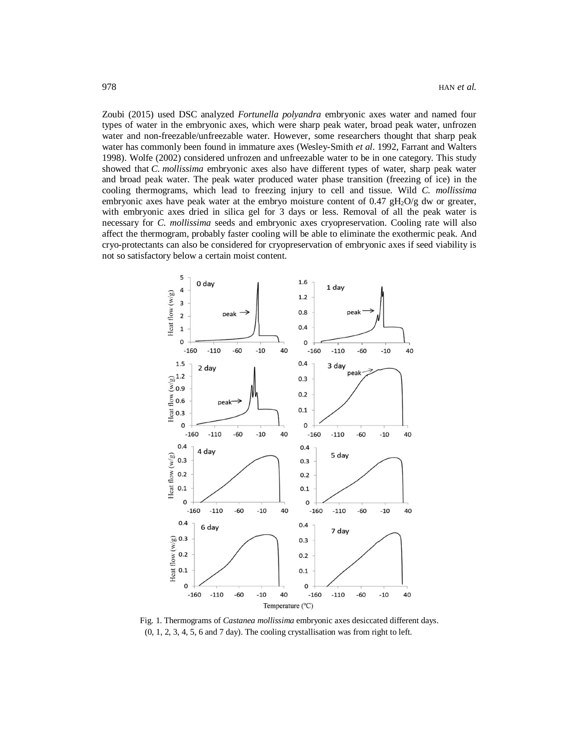Zoubi (2015) used DSC analyzed *Fortunella polyandra* embryonic axes water and named four types of water in the embryonic axes, which were sharp peak water, broad peak water, unfrozen water and non-freezable/unfreezable water. However, some researchers thought that sharp peak water has commonly been found in immature axes (Wesley-Smith *et al*. 1992, Farrant and Walters 1998). Wolfe (2002) considered unfrozen and unfreezable water to be in one category. This study showed that *C. mollissima* embryonic axes also have different types of water, sharp peak water and broad peak water. The peak water produced water phase transition (freezing of ice) in the cooling thermograms, which lead to freezing injury to cell and tissue. Wild *C. mollissima* embryonic axes have peak water at the embryo moisture content of 0.47 $gH_2O/g$ dw or greater, with embryonic axes dried in silica gel for 3 days or less. Removal of all the peak water is necessary for *C. mollissima* seeds and embryonic axes cryopreservation. Cooling rate will also affect the thermogram, probably faster cooling will be able to eliminate the exothermic peak. And cryo-protectants can also be considered for cryopreservation of embryonic axes if seed viability is not so satisfactory below a certain moist content.

Fig. 1. Thermograms of *Castanea mollissima* embryonic axes desiccated different days. (0, 1, 2, 3, 4, 5, 6 and 7 day). The cooling crystallisation was from right to left.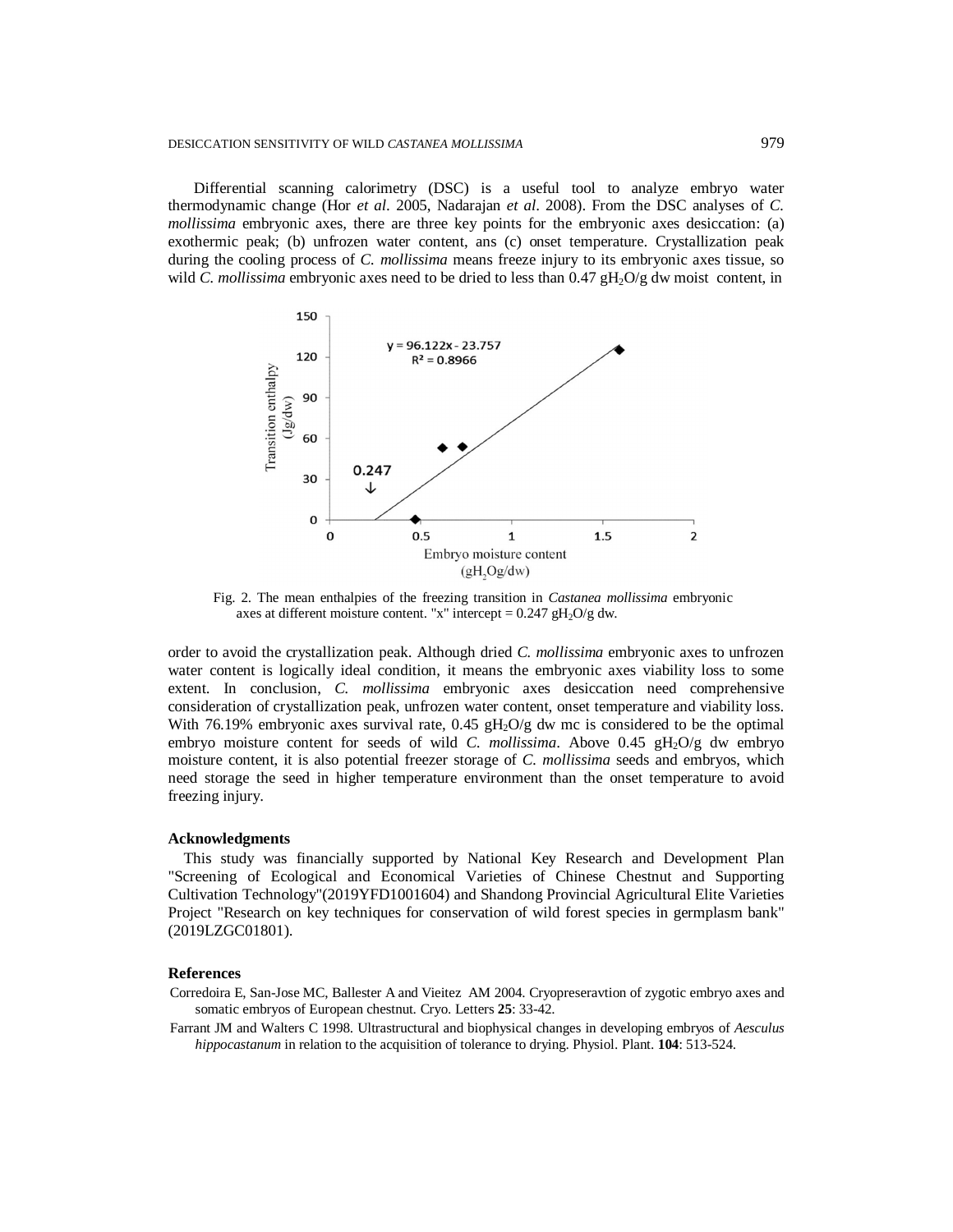Differential scanning calorimetry (DSC) is a useful tool to analyze embryo water thermodynamic change (Hor *et al*. 2005, Nadarajan *et al*. 2008). From the DSC analyses of *C. mollissima* embryonic axes, there are three key points for the embryonic axes desiccation: (a) exothermic peak; (b) unfrozen water content, ans (c) onset temperature. Crystallization peak during the cooling process of *C. mollissima* means freeze injury to its embryonic axes tissue, so wild *C. mollissima* embryonic axes need to be dried to less than 0.47 $gH_2O/g$ dw moist content, in order to avoid the crystallization peak. Although dried *C. mollissima* embryonic axes to unfrozen water content is logically ideal condition, it means the embryonic axes viability loss to some extent. In conclusion, *C. mollissima* embryonic axes desiccation need comprehensive consideration of crystallization peak, unfrozen water content, onset temperature and viability loss. With 76.19% embryonic axes survival rate, 0.45 $gH_2O/g$ dw mc is considered to be the optimal embryo moisture content for seeds of wild *C. mollissima*. Above 0.45 $gH_2O/g$ dw embryo moisture content, it is also potential freezer storage of *C. mollissima* seeds and embryos, which need storage the seed in higher temperature environment than the onset temperature to avoid freezing injury.

Fig. 2. The mean enthalpies of the freezing transition in *Castanea mollissima* embryonic axes at different moisture content. "x" intercept = 0.247 $gH_2O/g$ dw.

## Acknowledgments

This study was financially supported by National Key Research and Development Plan "Screening of Ecological and Economical Varieties of Chinese Chestnut and Supporting Cultivation Technology"(2019YFD1001604) and Shandong Provincial Agricultural Elite Varieties Project "Research on key techniques for conservation of wild forest species in germplasm bank" (2019LZGC01801).

## References

Corredoira E, San-Jose MC, Ballester A and Vieitez AM 2004. Cryopreseravtion of zygotic embryo axes and somatic embryos of European chestnut. Cryo. Letters **25**: 33-42.

Farrant JM and Walters C 1998. Ultrastructural and biophysical changes in developing embryos of *Aesculus hippocastanum* in relation to the acquisition of tolerance to drying. Physiol. Plant. **104**: 513-524.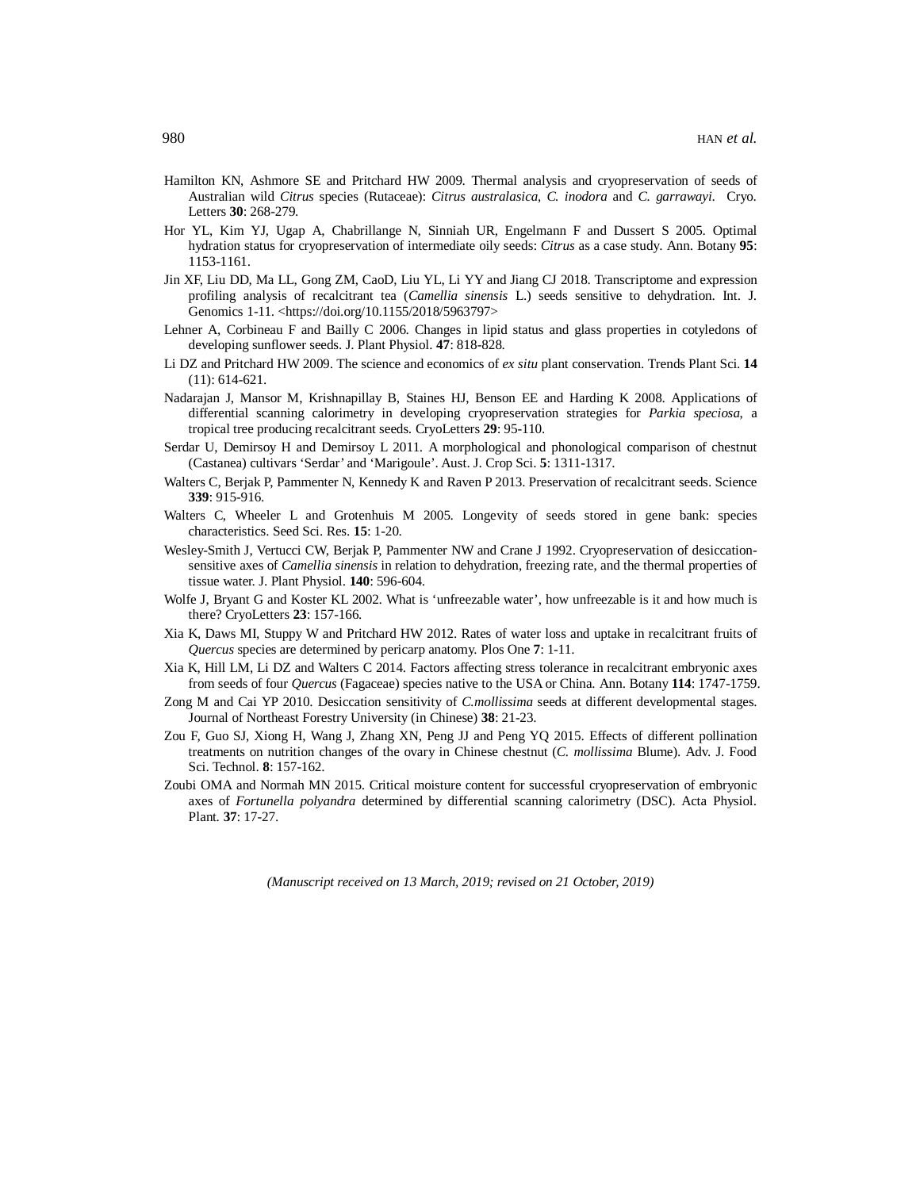Hamilton KN, Ashmore SE and Pritchard HW 2009. Thermal analysis and cryopreservation of seeds of Australian wild *Citrus* species (Rutaceae): *Citrus australasica*, *C. inodora* and *C. garrawayi*. Cryo. Letters **30**: 268-279.

Hor YL, Kim YJ, Ugap A, Chabrillange N, Sinniah UR, Engelmann F and Dussert S 2005. Optimal hydration status for cryopreservation of intermediate oily seeds: *Citrus* as a case study. Ann. Botany **95**: 1153-1161.

Jin XF, Liu DD, Ma LL, Gong ZM, CaoD, Liu YL, Li YY and Jiang CJ 2018. Transcriptome and expression profiling analysis of recalcitrant tea (*Camellia sinensis* L.) seeds sensitive to dehydration. Int. J. Genomics 1-11. <https://doi.org/10.1155/2018/5963797>

Lehner A, Corbineau F and Bailly C 2006. Changes in lipid status and glass properties in cotyledons of developing sunflower seeds. J. Plant Physiol. **47**: 818-828.

Li DZ and Pritchard HW 2009. The science and economics of *ex situ* plant conservation. Trends Plant Sci. **14** (11): 614-621.

Nadarajan J, Mansor M, Krishnapillay B, Staines HJ, Benson EE and Harding K 2008. Applications of differential scanning calorimetry in developing cryopreservation strategies for *Parkia speciosa*, a tropical tree producing recalcitrant seeds. CryoLetters **29**: 95-110.

Serdar U, Demirsoy H and Demirsoy L 2011. A morphological and phonological comparison of chestnut (Castanea) cultivars 'Serdar' and 'Marigoule'. Aust. J. Crop Sci. **5**: 1311-1317.

Walters C, Berjak P, Pammenter N, Kennedy K and Raven P 2013. Preservation of recalcitrant seeds. Science **339**: 915-916.

Walters C, Wheeler L and Grotenhuis M 2005. Longevity of seeds stored in gene bank: species characteristics. Seed Sci. Res. **15**: 1-20.

Wesley-Smith J, Vertucci CW, Berjak P, Pammenter NW and Crane J 1992. Cryopreservation of desiccation-sensitive axes of *Camellia sinensis* in relation to dehydration, freezing rate, and the thermal properties of tissue water. J. Plant Physiol. **140**: 596-604.

Wolfe J, Bryant G and Koster KL 2002. What is 'unfreezable water', how unfreezable is it and how much is there? CryoLetters **23**: 157-166.

Xia K, Daws MI, Stuppy W and Pritchard HW 2012. Rates of water loss and uptake in recalcitrant fruits of *Quercus* species are determined by pericarp anatomy. Plos One **7**: 1-11.

Xia K, Hill LM, Li DZ and Walters C 2014. Factors affecting stress tolerance in recalcitrant embryonic axes from seeds of four *Quercus* (Fagaceae) species native to the USA or China. Ann. Botany **114**: 1747-1759.

Zong M and Cai YP 2010. Desiccation sensitivity of *C.mollissima* seeds at different developmental stages. Journal of Northeast Forestry University (in Chinese) **38**: 21-23.

Zou F, Guo SJ, Xiong H, Wang J, Zhang XN, Peng JJ and Peng YQ 2015. Effects of different pollination treatments on nutrition changes of the ovary in Chinese chestnut (*C. mollissima* Blume). Adv. J. Food Sci. Technol. **8**: 157-162.

Zoubi OMA and Normah MN 2015. Critical moisture content for successful cryopreservation of embryonic axes of *Fortunella polyandra* determined by differential scanning calorimetry (DSC). Acta Physiol. Plant. **37**: 17-27.

*(Manuscript received on 13 March, 2019; revised on 21 October, 2019)*